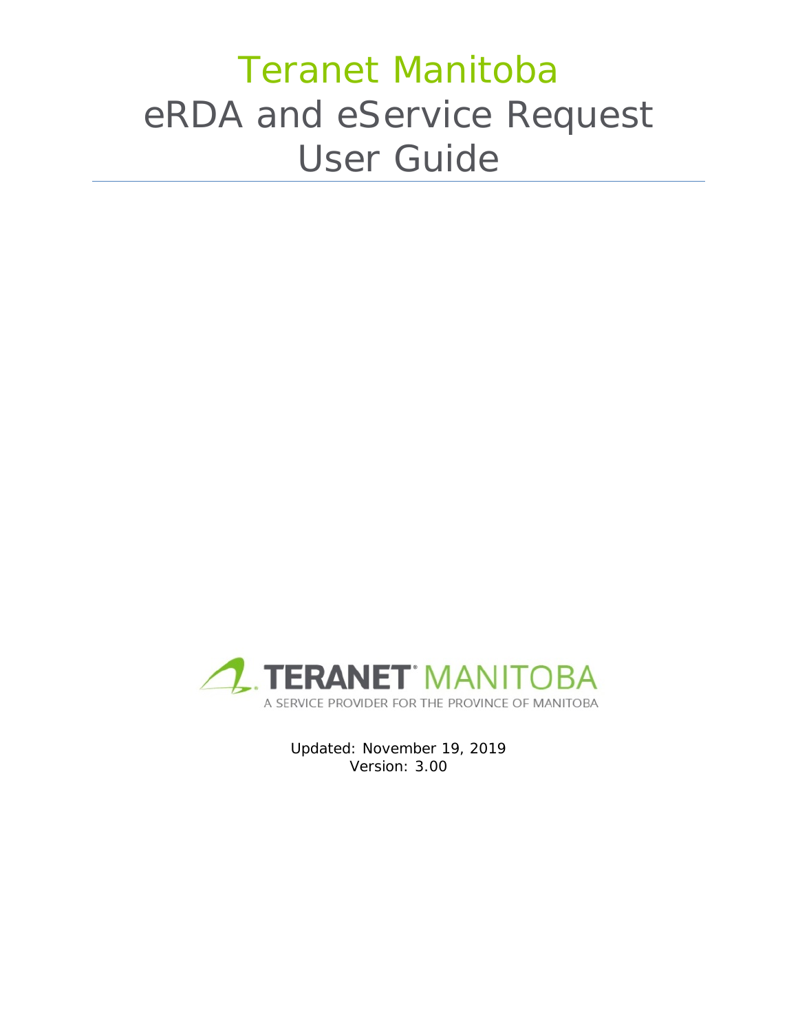# Teranet Manitoba eRDA and eService Request User Guide

TERANET® MANITOBA

A SERVICE PROVIDER FOR THE PROVINCE OF MANITOBA

Updated: November 19, 2019

Version: 3.00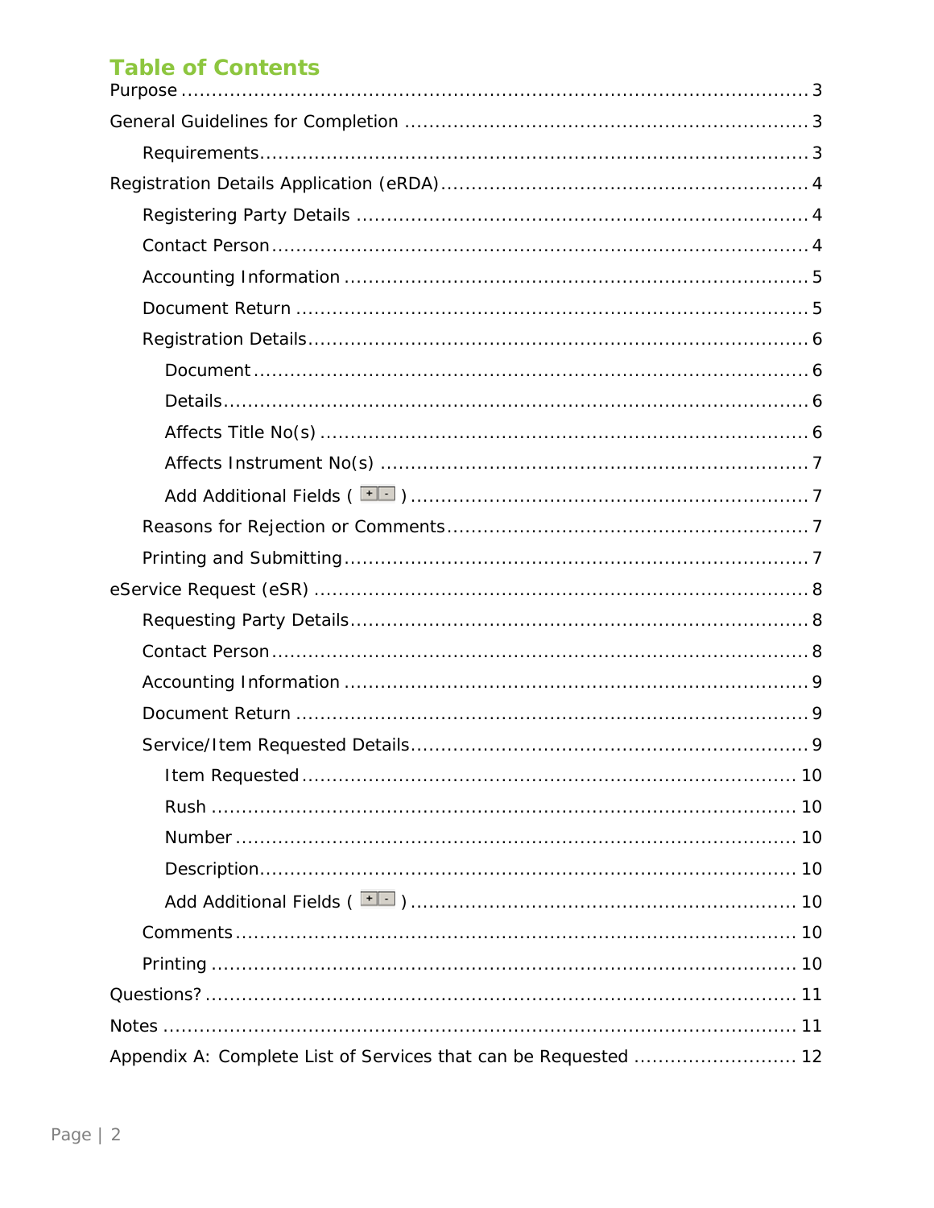# Table of Contents

- Purpose ... 3
- General Guidelines for Completion ... 3
  - Requirements ... 3
- Registration Details Application (eRDA) ... 4
  - Registering Party Details ... 4
  - Contact Person ... 4
  - Accounting Information ... 5
  - Document Return ... 5
  - Registration Details ... 6
    - Document ... 6
    - Details ... 6
    - Affects Title No(s) ... 6
    - Affects Instrument No(s) ... 7
    - Add Additional Fields ( + - ) ... 7
  - Reasons for Rejection or Comments ... 7
  - Printing and Submitting ... 7
- eService Request (eSR) ... 8
  - Requesting Party Details ... 8
  - Contact Person ... 8
  - Accounting Information ... 9
  - Document Return ... 9
  - Service/Item Requested Details ... 9
    - Item Requested ... 10
    - Rush ... 10
    - Number ... 10
    - Description ... 10
    - Add Additional Fields ( + - ) ... 10
  - Comments ... 10
  - Printing ... 10
- Questions? ... 11
- Notes ... 11
- Appendix A: Complete List of Services that can be Requested ... 12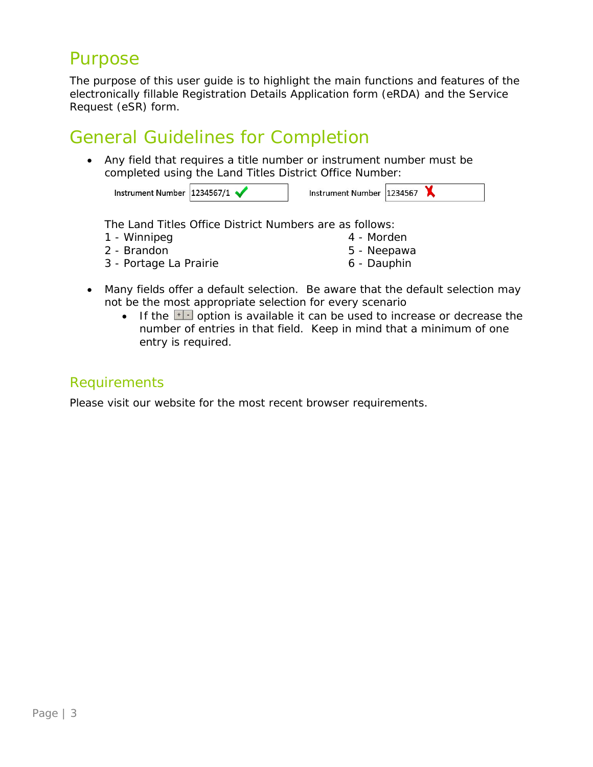# Purpose

The purpose of this user guide is to highlight the main functions and features of the electronically fillable Registration Details Application form (eRDA) and the Service Request (eSR) form.

# General Guidelines for Completion

- Any field that requires a title number or instrument number must be completed using the Land Titles District Office Number:

  Instrument Number 1234567/1 ✔  Instrument Number 1234567 ✘

  The Land Titles Office District Numbers are as follows:

  1 - Winnipeg
  2 - Brandon
  3 - Portage La Prairie
  4 - Morden
  5 - Neepawa
  6 - Dauphin

- Many fields offer a default selection. Be aware that the default selection may not be the most appropriate selection for every scenario
  - If the + - option is available it can be used to increase or decrease the number of entries in that field. Keep in mind that a minimum of one entry is required.

## Requirements

Please visit our website for the most recent browser requirements.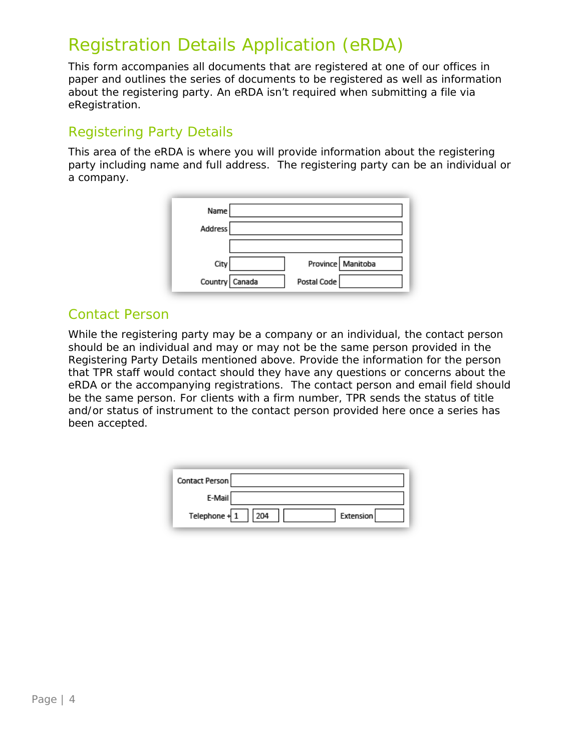# Registration Details Application (eRDA)

This form accompanies all documents that are registered at one of our offices in paper and outlines the series of documents to be registered as well as information about the registering party. An eRDA isn't required when submitting a file via eRegistration.

## Registering Party Details

This area of the eRDA is where you will provide information about the registering party including name and full address. The registering party can be an individual or a company.

| | | | |
|---|---|---|---|
| Name | | | |
| Address | | | |
| | | | |
| City | | Province | Manitoba |
| Country | Canada | Postal Code | |

## Contact Person

While the registering party may be a company or an individual, the contact person should be an individual and may or may not be the same person provided in the Registering Party Details mentioned above. Provide the information for the person that TPR staff would contact should they have any questions or concerns about the eRDA or the accompanying registrations. The contact person and email field should be the same person. For clients with a firm number, TPR sends the status of title and/or status of instrument to the contact person provided here once a series has been accepted.

| | | | | | |
|---|---|---|---|---|---|
| Contact Person | | | | | |
| E-Mail | | | | | |
| Telephone + | 1 | 204 | | Extension | |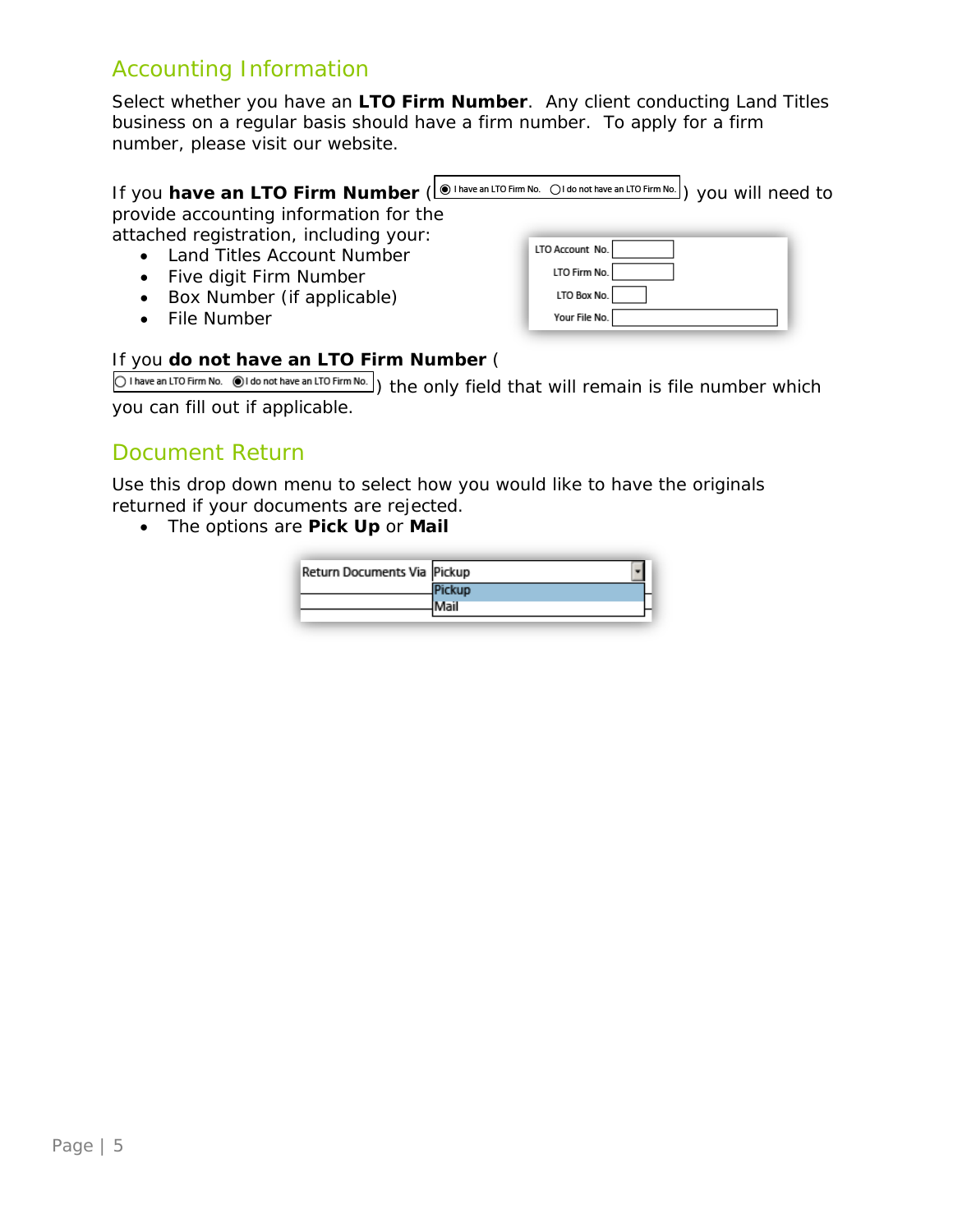## Accounting Information

Select whether you have an **LTO Firm Number**. Any client conducting Land Titles business on a regular basis should have a firm number. To apply for a firm number, please visit our website.

If you **have an LTO Firm Number** (◉ I have an LTO Firm No. ◯ I do not have an LTO Firm No.) you will need to provide accounting information for the attached registration, including your:

- Land Titles Account Number
- Five digit Firm Number
- Box Number (if applicable)
- File Number

LTO Account No.
LTO Firm No.
LTO Box No.
Your File No.

If you **do not have an LTO Firm Number** (◯ I have an LTO Firm No. ◉ I do not have an LTO Firm No.) the only field that will remain is file number which you can fill out if applicable.

## Document Return

Use this drop down menu to select how you would like to have the originals returned if your documents are rejected.

- The options are **Pick Up** or **Mail**

Return Documents Via: Pickup / Mail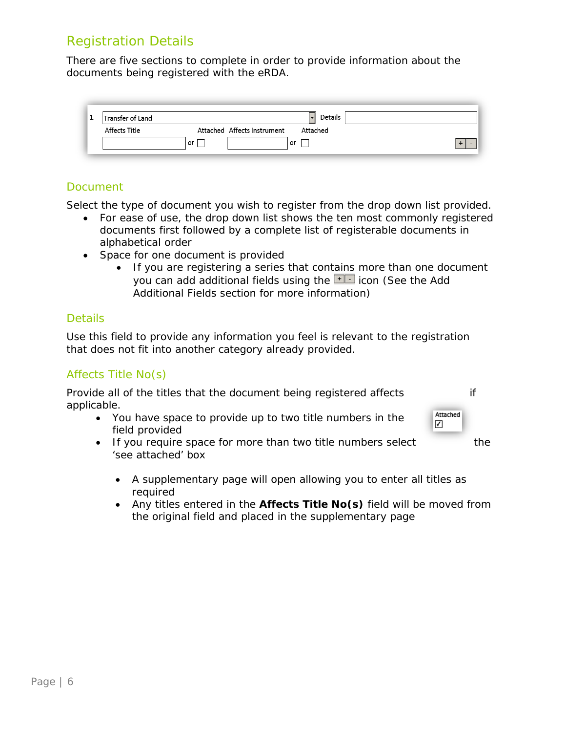## Registration Details

There are five sections to complete in order to provide information about the documents being registered with the eRDA.

## Document

Select the type of document you wish to register from the drop down list provided.

- For ease of use, the drop down list shows the ten most commonly registered documents first followed by a complete list of registerable documents in alphabetical order
- Space for one document is provided
  - If you are registering a series that contains more than one document you can add additional fields using the + - icon (See the Add Additional Fields section for more information)

## Details

Use this field to provide any information you feel is relevant to the registration that does not fit into another category already provided.

## Affects Title No(s)

Provide all of the titles that the document being registered affects if applicable.

- You have space to provide up to two title numbers in the field provided
- If you require space for more than two title numbers select the 'see attached' box
  - A supplementary page will open allowing you to enter all titles as required
  - Any titles entered in the **Affects Title No(s)** field will be moved from the original field and placed in the supplementary page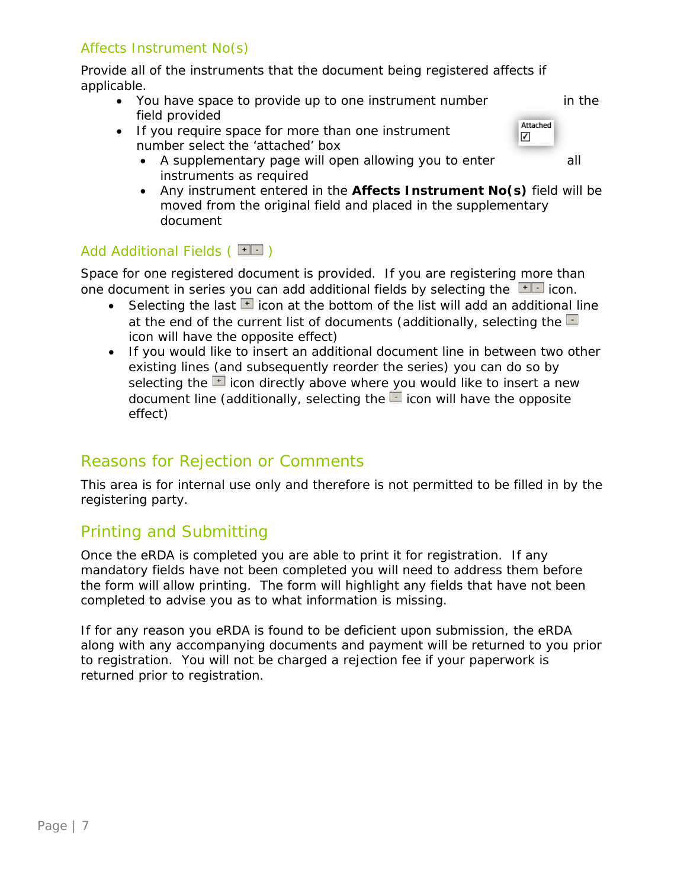### Affects Instrument No(s)

Provide all of the instruments that the document being registered affects if applicable.

- You have space to provide up to one instrument number in the field provided
- If you require space for more than one instrument number select the 'attached' box
  - A supplementary page will open allowing you to enter all instruments as required
  - Any instrument entered in the **Affects Instrument No(s)** field will be moved from the original field and placed in the supplementary document

### Add Additional Fields ( + - )

Space for one registered document is provided. If you are registering more than one document in series you can add additional fields by selecting the + - icon.

- Selecting the last + icon at the bottom of the list will add an additional line at the end of the current list of documents (additionally, selecting the - icon will have the opposite effect)
- If you would like to insert an additional document line in between two other existing lines (and subsequently reorder the series) you can do so by selecting the + icon directly above where you would like to insert a new document line (additionally, selecting the - icon will have the opposite effect)

## Reasons for Rejection or Comments

This area is for internal use only and therefore is not permitted to be filled in by the registering party.

## Printing and Submitting

Once the eRDA is completed you are able to print it for registration. If any mandatory fields have not been completed you will need to address them before the form will allow printing. The form will highlight any fields that have not been completed to advise you as to what information is missing.

If for any reason you eRDA is found to be deficient upon submission, the eRDA along with any accompanying documents and payment will be returned to you prior to registration. You will not be charged a rejection fee if your paperwork is returned prior to registration.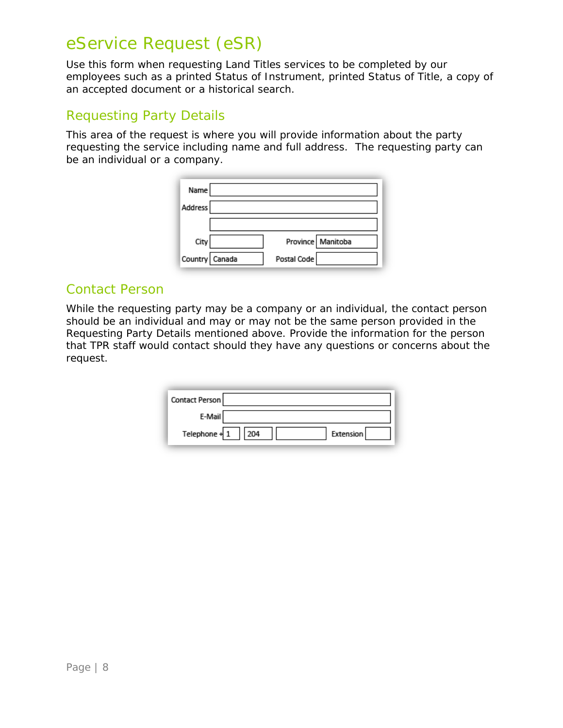# eService Request (eSR)

Use this form when requesting Land Titles services to be completed by our employees such as a printed Status of Instrument, printed Status of Title, a copy of an accepted document or a historical search.

## Requesting Party Details

This area of the request is where you will provide information about the party requesting the service including name and full address. The requesting party can be an individual or a company.

| | | | |
|---|---|---|---|
| Name | | | |
| Address | | | |
| | | | |
| City | | Province | Manitoba |
| Country | Canada | Postal Code | |

## Contact Person

While the requesting party may be a company or an individual, the contact person should be an individual and may or may not be the same person provided in the Requesting Party Details mentioned above. Provide the information for the person that TPR staff would contact should they have any questions or concerns about the request.

| | | | | | |
|---|---|---|---|---|---|
| Contact Person | | | | | |
| E-Mail | | | | | |
| Telephone + | 1 | 204 | | Extension | |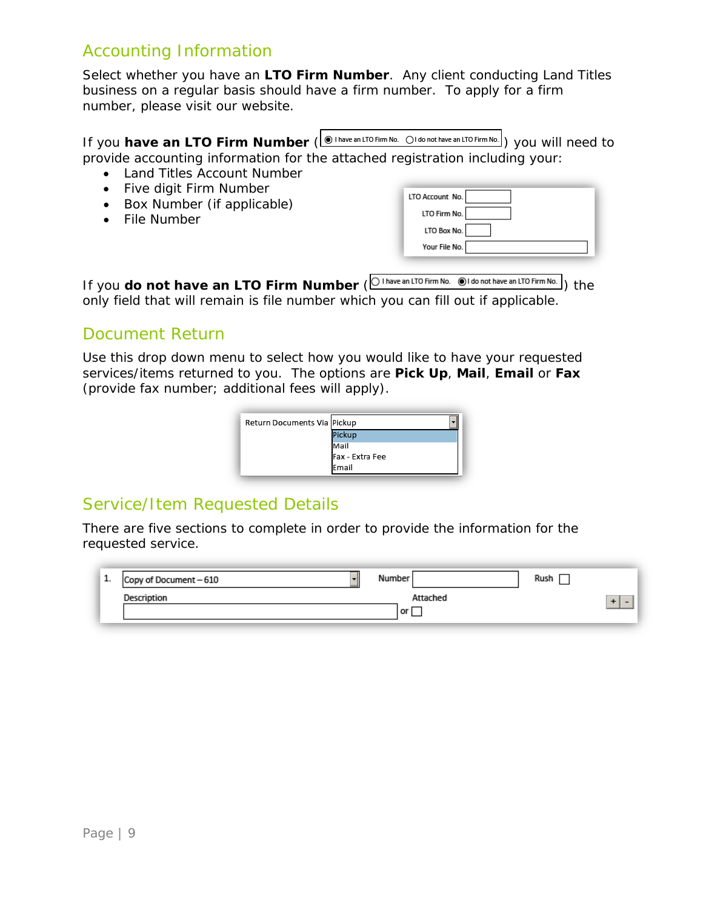## Accounting Information

Select whether you have an **LTO Firm Number**. Any client conducting Land Titles business on a regular basis should have a firm number. To apply for a firm number, please visit our website.

If you **have an LTO Firm Number** (◉ I have an LTO Firm No. ○ I do not have an LTO Firm No.) you will need to provide accounting information for the attached registration including your:

- Land Titles Account Number
- Five digit Firm Number
- Box Number (if applicable)
- File Number

LTO Account No.
LTO Firm No.
LTO Box No.
Your File No.

If you **do not have an LTO Firm Number** (○ I have an LTO Firm No. ◉ I do not have an LTO Firm No.) the only field that will remain is file number which you can fill out if applicable.

## Document Return

Use this drop down menu to select how you would like to have your requested services/items returned to you. The options are **Pick Up**, **Mail**, **Email** or **Fax** (provide fax number; additional fees will apply).

Return Documents Via: Pickup
- Pickup
- Mail
- Fax - Extra Fee
- Email

## Service/Item Requested Details

There are five sections to complete in order to provide the information for the requested service.

1. Copy of Document – 610 | Number | Rush
Description | Attached or ☐ | + -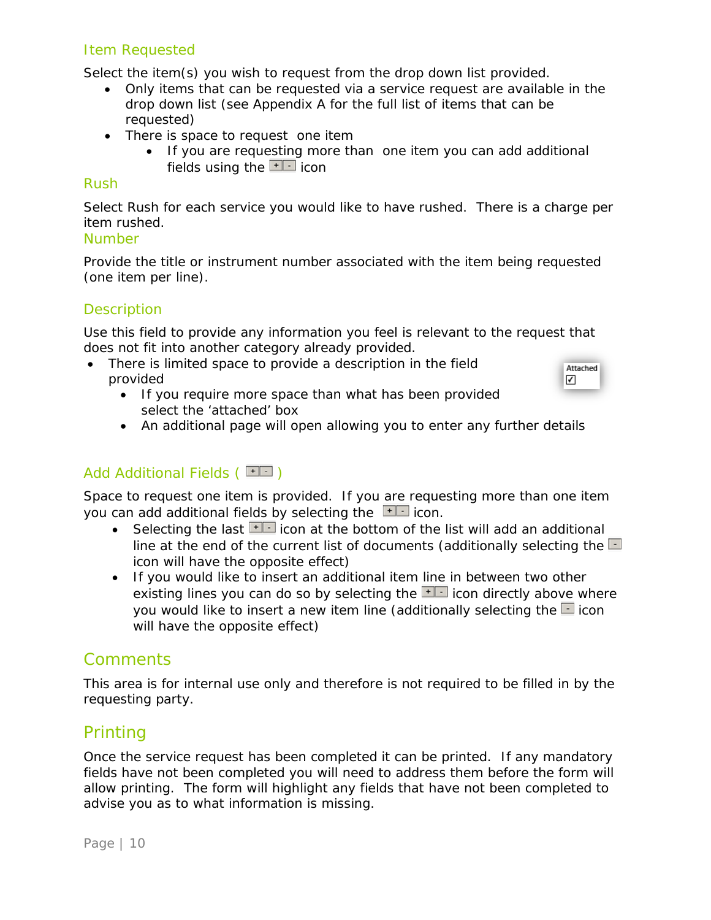## Item Requested

Select the item(s) you wish to request from the drop down list provided.

- Only items that can be requested via a service request are available in the drop down list (see Appendix A for the full list of items that can be requested)
- There is space to request one item
  - If you are requesting more than one item you can add additional fields using the [+|-] icon

## Rush

Select Rush for each service you would like to have rushed. There is a charge per item rushed.

## Number

Provide the title or instrument number associated with the item being requested (one item per line).

## Description

Use this field to provide any information you feel is relevant to the request that does not fit into another category already provided.

- There is limited space to provide a description in the field provided
  - If you require more space than what has been provided select the 'attached' box
  - An additional page will open allowing you to enter any further details

Attached ☑

## Add Additional Fields ( [+|-] )

Space to request one item is provided. If you are requesting more than one item you can add additional fields by selecting the [+|-] icon.

- Selecting the last [+|-] icon at the bottom of the list will add an additional line at the end of the current list of documents (additionally selecting the [-] icon will have the opposite effect)
- If you would like to insert an additional item line in between two other existing lines you can do so by selecting the [+|-] icon directly above where you would like to insert a new item line (additionally selecting the [-] icon will have the opposite effect)

## Comments

This area is for internal use only and therefore is not required to be filled in by the requesting party.

## Printing

Once the service request has been completed it can be printed. If any mandatory fields have not been completed you will need to address them before the form will allow printing. The form will highlight any fields that have not been completed to advise you as to what information is missing.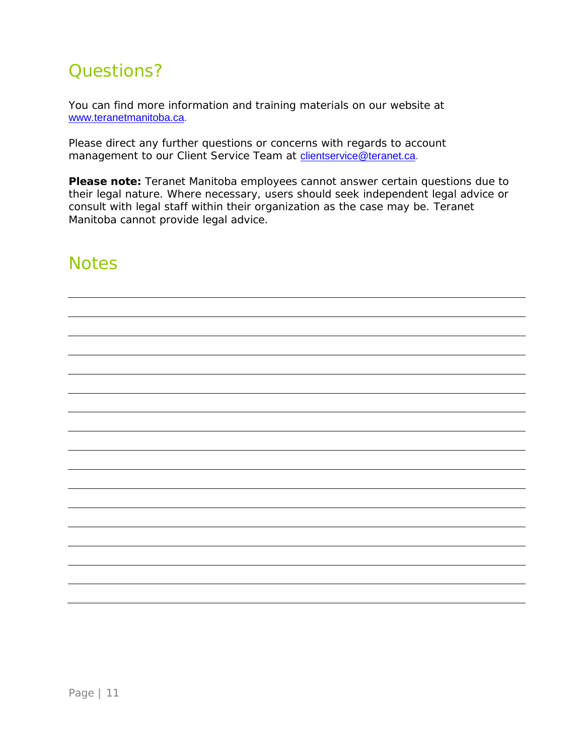## Questions?

You can find more information and training materials on our website at www.teranetmanitoba.ca.

Please direct any further questions or concerns with regards to account management to our Client Service Team at clientservice@teranet.ca.

**Please note:** Teranet Manitoba employees cannot answer certain questions due to their legal nature. Where necessary, users should seek independent legal advice or consult with legal staff within their organization as the case may be. Teranet Manitoba cannot provide legal advice.

## Notes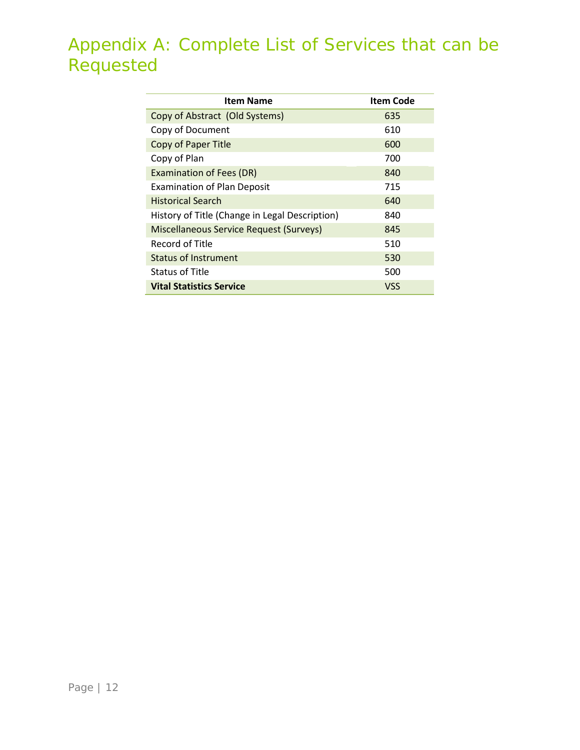# Appendix A: Complete List of Services that can be Requested

| Item Name | Item Code |
|---|---|
| Copy of Abstract (Old Systems) | 635 |
| Copy of Document | 610 |
| Copy of Paper Title | 600 |
| Copy of Plan | 700 |
| Examination of Fees (DR) | 840 |
| Examination of Plan Deposit | 715 |
| Historical Search | 640 |
| History of Title (Change in Legal Description) | 840 |
| Miscellaneous Service Request (Surveys) | 845 |
| Record of Title | 510 |
| Status of Instrument | 530 |
| Status of Title | 500 |
| **Vital Statistics Service** | VSS |